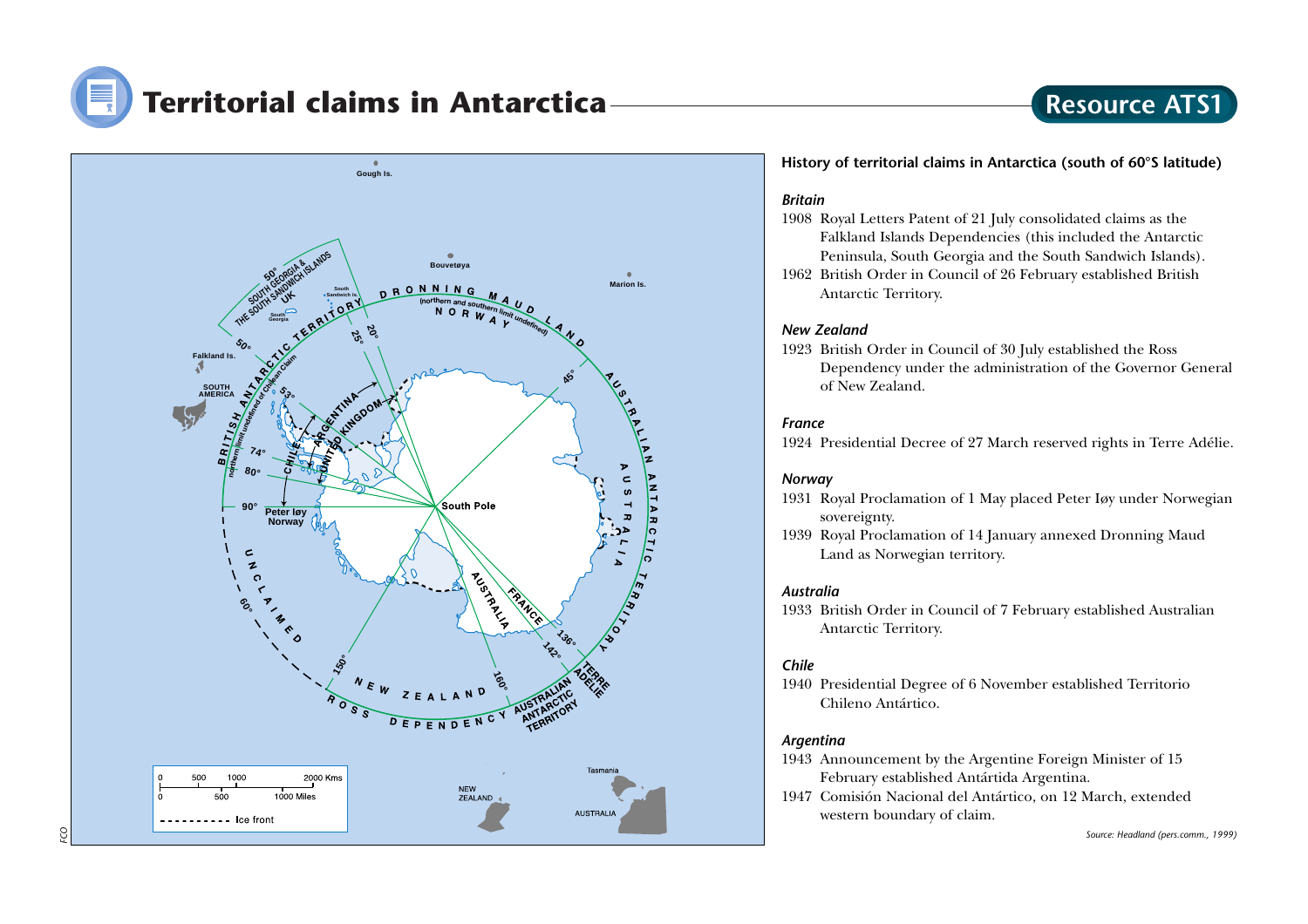# Territorial claims in Antarctica

**Resource ATS1**

### History of territorial claims in Antarctica (south of 60°S latitude)

*Britain*

1908 Royal Letters Patent of 21 July consolidated claims as the Falkland Islands Dependencies (this included the Antarctic Peninsula, South Georgia and the South Sandwich Islands).

1962 British Order in Council of 26 February established British Antarctic Territory.

*New Zealand*

1923 British Order in Council of 30 July established the Ross Dependency under the administration of the Governor General of New Zealand.

*France*

1924 Presidential Decree of 27 March reserved rights in Terre Adélie.

*Norway*

1931 Royal Proclamation of 1 May placed Peter Iøy under Norwegian sovereignty.

1939 Royal Proclamation of 14 January annexed Dronning Maud Land as Norwegian territory.

*Australia*

1933 British Order in Council of 7 February established Australian Antarctic Territory.

*Chile*

1940 Presidential Degree of 6 November established Territorio Chileno Antártico.

*Argentina*

1943 Announcement by the Argentine Foreign Minister of 15 February established Antártida Argentina.

1947 Comisión Nacional del Antártico, on 12 March, extended western boundary of claim.

*Source: Headland (pers.comm., 1999)*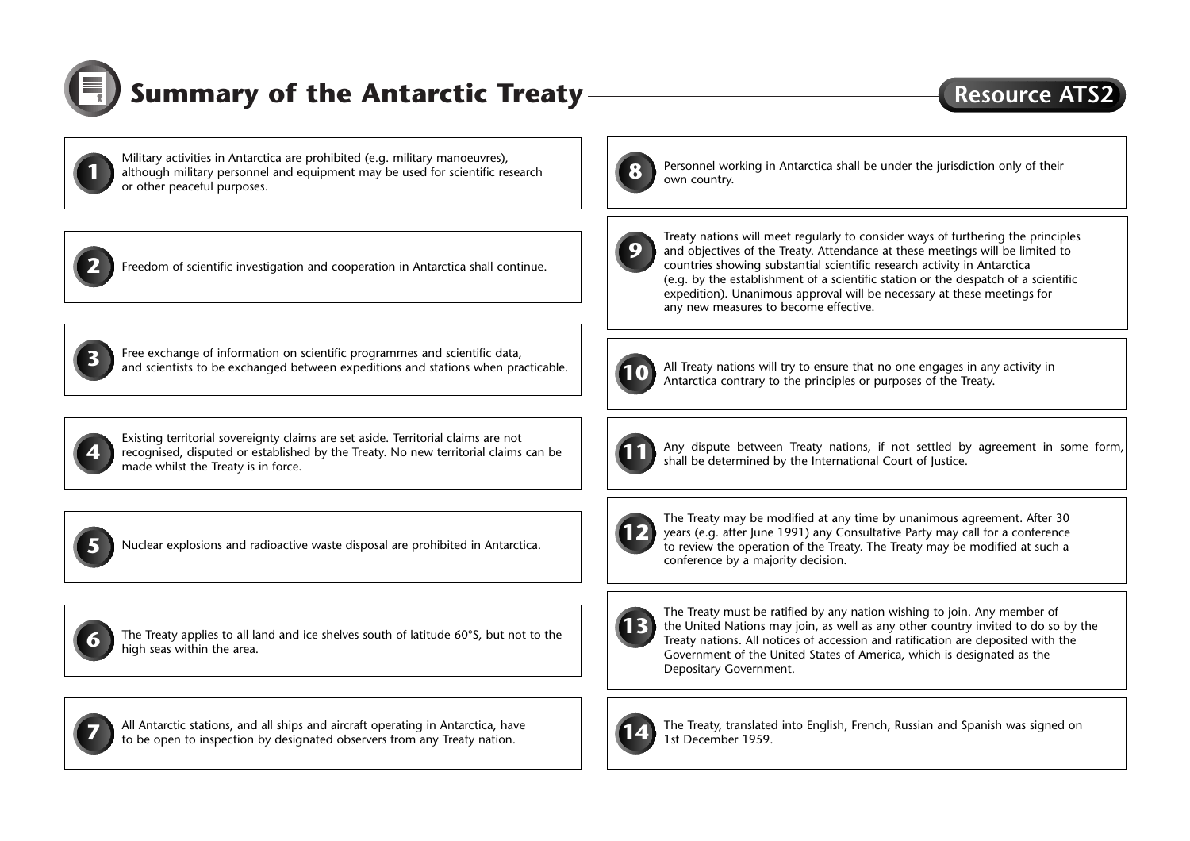# Summary of the Antarctic Treaty

**Resource ATS2**

1. Military activities in Antarctica are prohibited (e.g. military manoeuvres), although military personnel and equipment may be used for scientific research or other peaceful purposes.

2. Freedom of scientific investigation and cooperation in Antarctica shall continue.

3. Free exchange of information on scientific programmes and scientific data, and scientists to be exchanged between expeditions and stations when practicable.

4. Existing territorial sovereignty claims are set aside. Territorial claims are not recognised, disputed or established by the Treaty. No new territorial claims can be made whilst the Treaty is in force.

5. Nuclear explosions and radioactive waste disposal are prohibited in Antarctica.

6. The Treaty applies to all land and ice shelves south of latitude 60°S, but not to the high seas within the area.

7. All Antarctic stations, and all ships and aircraft operating in Antarctica, have to be open to inspection by designated observers from any Treaty nation.

8. Personnel working in Antarctica shall be under the jurisdiction only of their own country.

9. Treaty nations will meet regularly to consider ways of furthering the principles and objectives of the Treaty. Attendance at these meetings will be limited to countries showing substantial scientific research activity in Antarctica (e.g. by the establishment of a scientific station or the despatch of a scientific expedition). Unanimous approval will be necessary at these meetings for any new measures to become effective.

10. All Treaty nations will try to ensure that no one engages in any activity in Antarctica contrary to the principles or purposes of the Treaty.

11. Any dispute between Treaty nations, if not settled by agreement in some form, shall be determined by the International Court of Justice.

12. The Treaty may be modified at any time by unanimous agreement. After 30 years (e.g. after June 1991) any Consultative Party may call for a conference to review the operation of the Treaty. The Treaty may be modified at such a conference by a majority decision.

13. The Treaty must be ratified by any nation wishing to join. Any member of the United Nations may join, as well as any other country invited to do so by the Treaty nations. All notices of accession and ratification are deposited with the Government of the United States of America, which is designated as the Depositary Government.

14. The Treaty, translated into English, French, Russian and Spanish was signed on 1st December 1959.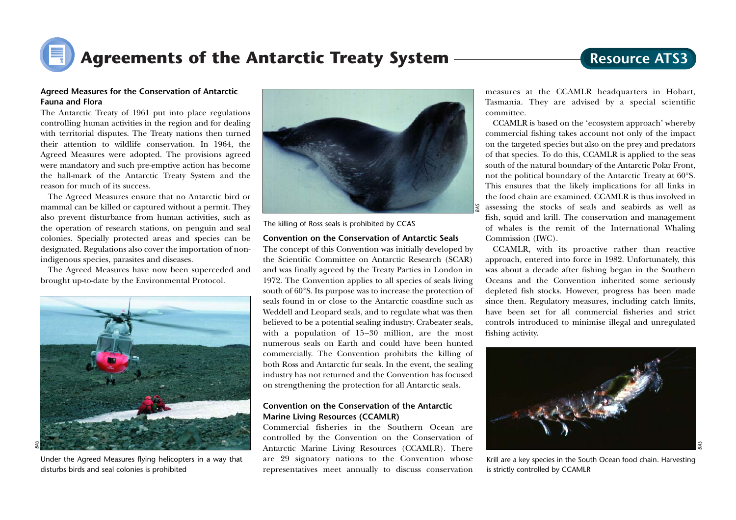# Agreements of the Antarctic Treaty System

Resource ATS3

### Agreed Measures for the Conservation of Antarctic Fauna and Flora

The Antarctic Treaty of 1961 put into place regulations controlling human activities in the region and for dealing with territorial disputes. The Treaty nations then turned their attention to wildlife conservation. In 1964, the Agreed Measures were adopted. The provisions agreed were mandatory and such pre-emptive action has become the hall-mark of the Antarctic Treaty System and the reason for much of its success.

The Agreed Measures ensure that no Antarctic bird or mammal can be killed or captured without a permit. They also prevent disturbance from human activities, such as the operation of research stations, on penguin and seal colonies. Specially protected areas and species can be designated. Regulations also cover the importation of non-indigenous species, parasites and diseases.

The Agreed Measures have now been superceded and brought up-to-date by the Environmental Protocol.

Under the Agreed Measures flying helicopters in a way that disturbs birds and seal colonies is prohibited

The killing of Ross seals is prohibited by CCAS

### Convention on the Conservation of Antarctic Seals

The concept of this Convention was initially developed by the Scientific Committee on Antarctic Research (SCAR) and was finally agreed by the Treaty Parties in London in 1972. The Convention applies to all species of seals living south of 60°S. Its purpose was to increase the protection of seals found in or close to the Antarctic coastline such as Weddell and Leopard seals, and to regulate what was then believed to be a potential sealing industry. Crabeater seals, with a population of 15–30 million, are the most numerous seals on Earth and could have been hunted commercially. The Convention prohibits the killing of both Ross and Antarctic fur seals. In the event, the sealing industry has not returned and the Convention has focused on strengthening the protection for all Antarctic seals.

### Convention on the Conservation of the Antarctic Marine Living Resources (CCAMLR)

Commercial fisheries in the Southern Ocean are controlled by the Convention on the Conservation of Antarctic Marine Living Resources (CCAMLR). There are 29 signatory nations to the Convention whose representatives meet annually to discuss conservation measures at the CCAMLR headquarters in Hobart, Tasmania. They are advised by a special scientific committee.

CCAMLR is based on the 'ecosystem approach' whereby commercial fishing takes account not only of the impact on the targeted species but also on the prey and predators of that species. To do this, CCAMLR is applied to the seas south of the natural boundary of the Antarctic Polar Front, not the political boundary of the Antarctic Treaty at 60°S. This ensures that the likely implications for all links in the food chain are examined. CCAMLR is thus involved in assessing the stocks of seals and seabirds as well as fish, squid and krill. The conservation and management of whales is the remit of the International Whaling Commission (IWC).

CCAMLR, with its proactive rather than reactive approach, entered into force in 1982. Unfortunately, this was about a decade after fishing began in the Southern Oceans and the Convention inherited some seriously depleted fish stocks. However, progress has been made since then. Regulatory measures, including catch limits, have been set for all commercial fisheries and strict controls introduced to minimise illegal and unregulated fishing activity.

Krill are a key species in the South Ocean food chain. Harvesting is strictly controlled by CCAMLR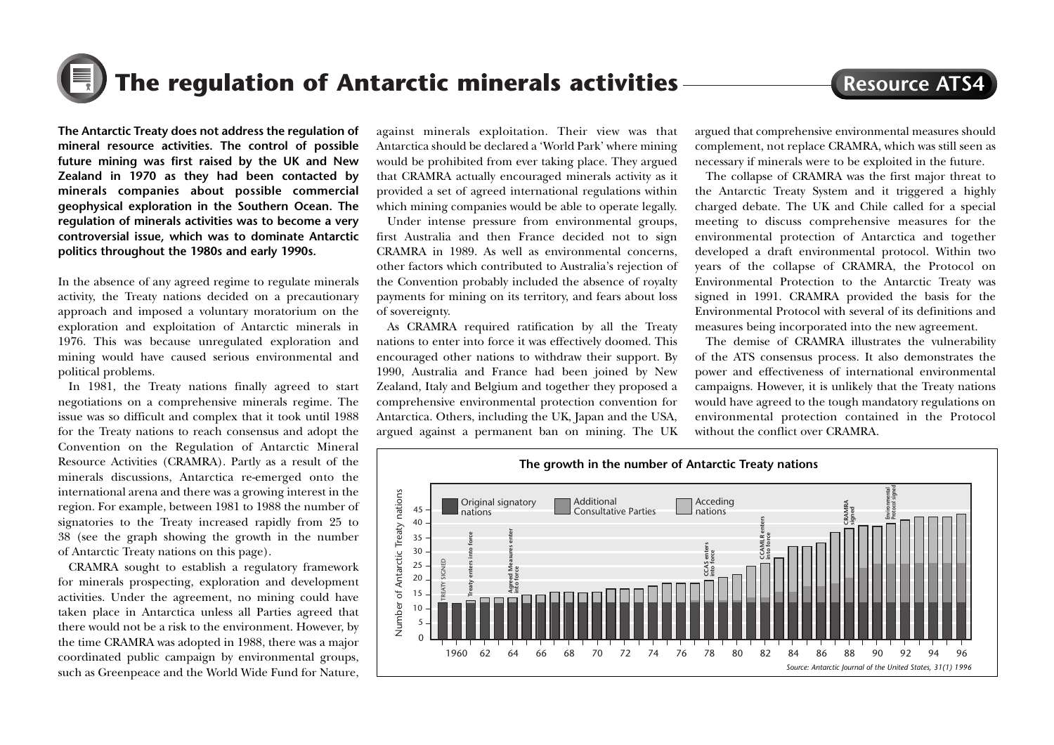# The regulation of Antarctic minerals activities

**Resource ATS4**

**The Antarctic Treaty does not address the regulation of mineral resource activities. The control of possible future mining was first raised by the UK and New Zealand in 1970 as they had been contacted by minerals companies about possible commercial geophysical exploration in the Southern Ocean. The regulation of minerals activities was to become a very controversial issue, which was to dominate Antarctic politics throughout the 1980s and early 1990s.**

In the absence of any agreed regime to regulate minerals activity, the Treaty nations decided on a precautionary approach and imposed a voluntary moratorium on the exploration and exploitation of Antarctic minerals in 1976. This was because unregulated exploration and mining would have caused serious environmental and political problems.

In 1981, the Treaty nations finally agreed to start negotiations on a comprehensive minerals regime. The issue was so difficult and complex that it took until 1988 for the Treaty nations to reach consensus and adopt the Convention on the Regulation of Antarctic Mineral Resource Activities (CRAMRA). Partly as a result of the minerals discussions, Antarctica re-emerged onto the international arena and there was a growing interest in the region. For example, between 1981 to 1988 the number of signatories to the Treaty increased rapidly from 25 to 38 (see the graph showing the growth in the number of Antarctic Treaty nations on this page).

CRAMRA sought to establish a regulatory framework for minerals prospecting, exploration and development activities. Under the agreement, no mining could have taken place in Antarctica unless all Parties agreed that there would not be a risk to the environment. However, by the time CRAMRA was adopted in 1988, there was a major coordinated public campaign by environmental groups, such as Greenpeace and the World Wide Fund for Nature, against minerals exploitation. Their view was that Antarctica should be declared a 'World Park' where mining would be prohibited from ever taking place. They argued that CRAMRA actually encouraged minerals activity as it provided a set of agreed international regulations within which mining companies would be able to operate legally.

Under intense pressure from environmental groups, first Australia and then France decided not to sign CRAMRA in 1989. As well as environmental concerns, other factors which contributed to Australia's rejection of the Convention probably included the absence of royalty payments for mining on its territory, and fears about loss of sovereignty.

As CRAMRA required ratification by all the Treaty nations to enter into force it was effectively doomed. This encouraged other nations to withdraw their support. By 1990, Australia and France had been joined by New Zealand, Italy and Belgium and together they proposed a comprehensive environmental protection convention for Antarctica. Others, including the UK, Japan and the USA, argued against a permanent ban on mining. The UK argued that comprehensive environmental measures should complement, not replace CRAMRA, which was still seen as necessary if minerals were to be exploited in the future.

The collapse of CRAMRA was the first major threat to the Antarctic Treaty System and it triggered a highly charged debate. The UK and Chile called for a special meeting to discuss comprehensive measures for the environmental protection of Antarctica and together developed a draft environmental protocol. Within two years of the collapse of CRAMRA, the Protocol on Environmental Protection to the Antarctic Treaty was signed in 1991. CRAMRA provided the basis for the Environmental Protocol with several of its definitions and measures being incorporated into the new agreement.

The demise of CRAMRA illustrates the vulnerability of the ATS consensus process. It also demonstrates the power and effectiveness of international environmental campaigns. However, it is unlikely that the Treaty nations would have agreed to the tough mandatory regulations on environmental protection contained in the Protocol without the conflict over CRAMRA.

**The growth in the number of Antarctic Treaty nations**

Legend: Original signatory nations; Additional Consultative Parties; Acceding nations

Annotations: Treaty signed; Treaty enters into force; Agreed Measures enter into force; CCAS enters into force; CCAMLR enters into force; CRAMRA signed; Environmental Protocol signed

Y-axis: Number of Antarctic Treaty nations (0–45). X-axis: 1960–96.

*Source: Antarctic Journal of the United States, 31(1) 1996*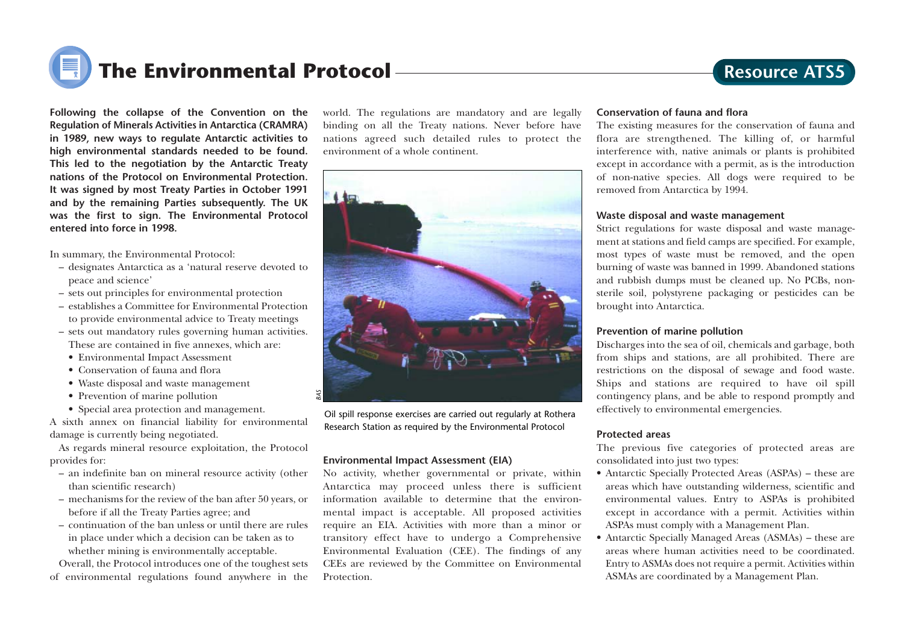# The Environmental Protocol

## Resource ATS5

**Following the collapse of the Convention on the Regulation of Minerals Activities in Antarctica (CRAMRA) in 1989, new ways to regulate Antarctic activities to high environmental standards needed to be found. This led to the negotiation by the Antarctic Treaty nations of the Protocol on Environmental Protection. It was signed by most Treaty Parties in October 1991 and by the remaining Parties subsequently. The UK was the first to sign. The Environmental Protocol entered into force in 1998.**

In summary, the Environmental Protocol:

- designates Antarctica as a 'natural reserve devoted to peace and science'
- sets out principles for environmental protection
- establishes a Committee for Environmental Protection to provide environmental advice to Treaty meetings
- sets out mandatory rules governing human activities. These are contained in five annexes, which are:
  - Environmental Impact Assessment
  - Conservation of fauna and flora
  - Waste disposal and waste management
  - Prevention of marine pollution
  - Special area protection and management.

A sixth annex on financial liability for environmental damage is currently being negotiated.

As regards mineral resource exploitation, the Protocol provides for:

- an indefinite ban on mineral resource activity (other than scientific research)
- mechanisms for the review of the ban after 50 years, or before if all the Treaty Parties agree; and
- continuation of the ban unless or until there are rules in place under which a decision can be taken as to whether mining is environmentally acceptable.

Overall, the Protocol introduces one of the toughest sets of environmental regulations found anywhere in the world. The regulations are mandatory and are legally binding on all the Treaty nations. Never before have nations agreed such detailed rules to protect the environment of a whole continent.

Oil spill response exercises are carried out regularly at Rothera Research Station as required by the Environmental Protocol

### Environmental Impact Assessment (EIA)

No activity, whether governmental or private, within Antarctica may proceed unless there is sufficient information available to determine that the environmental impact is acceptable. All proposed activities require an EIA. Activities with more than a minor or transitory effect have to undergo a Comprehensive Environmental Evaluation (CEE). The findings of any CEEs are reviewed by the Committee on Environmental Protection.

### Conservation of fauna and flora

The existing measures for the conservation of fauna and flora are strengthened. The killing of, or harmful interference with, native animals or plants is prohibited except in accordance with a permit, as is the introduction of non-native species. All dogs were required to be removed from Antarctica by 1994.

### Waste disposal and waste management

Strict regulations for waste disposal and waste management at stations and field camps are specified. For example, most types of waste must be removed, and the open burning of waste was banned in 1999. Abandoned stations and rubbish dumps must be cleaned up. No PCBs, non-sterile soil, polystyrene packaging or pesticides can be brought into Antarctica.

### Prevention of marine pollution

Discharges into the sea of oil, chemicals and garbage, both from ships and stations, are all prohibited. There are restrictions on the disposal of sewage and food waste. Ships and stations are required to have oil spill contingency plans, and be able to respond promptly and effectively to environmental emergencies.

### Protected areas

The previous five categories of protected areas are consolidated into just two types:

- Antarctic Specially Protected Areas (ASPAs) – these are areas which have outstanding wilderness, scientific and environmental values. Entry to ASPAs is prohibited except in accordance with a permit. Activities within ASPAs must comply with a Management Plan.
- Antarctic Specially Managed Areas (ASMAs) – these are areas where human activities need to be coordinated. Entry to ASMAs does not require a permit. Activities within ASMAs are coordinated by a Management Plan.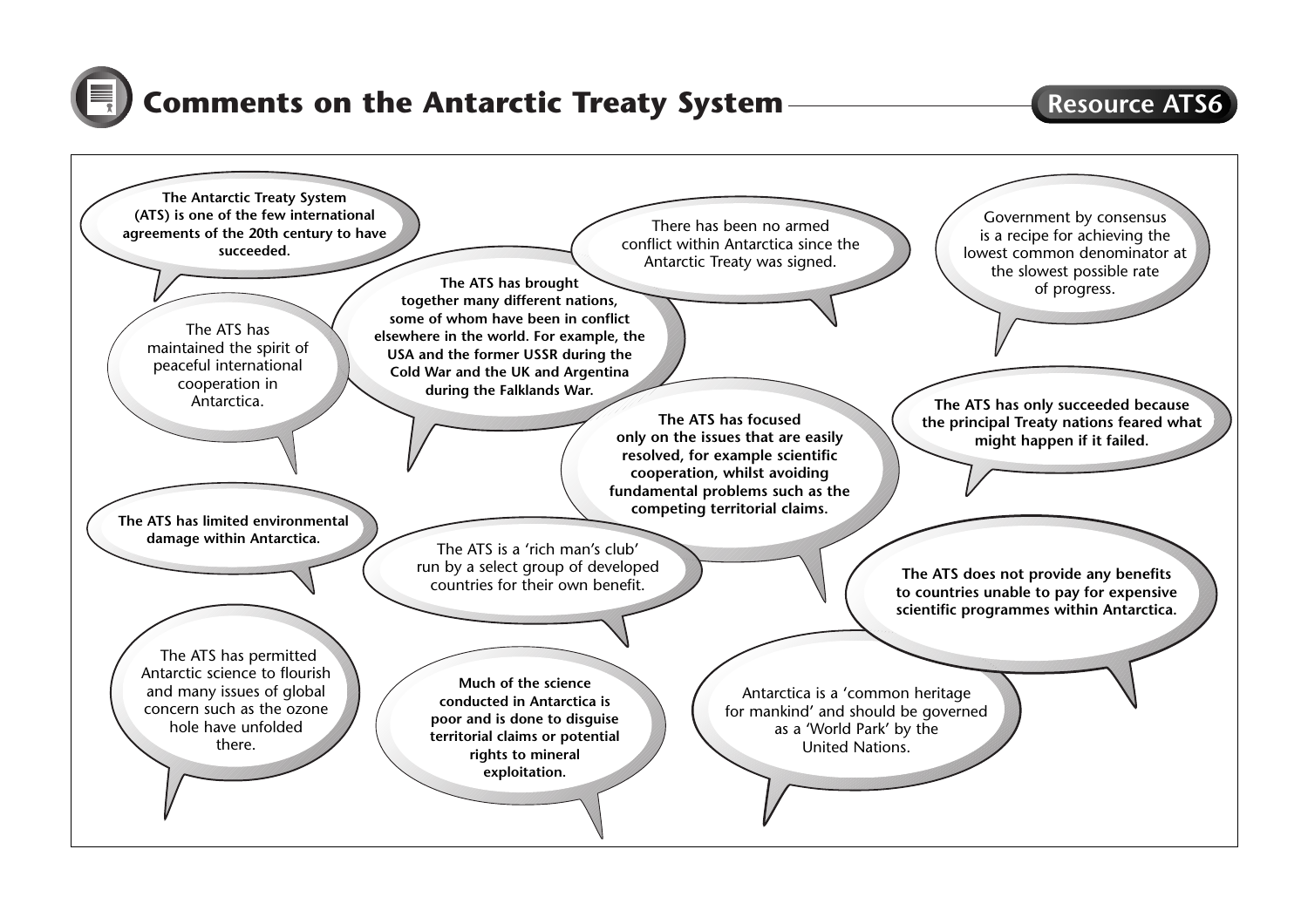# Comments on the Antarctic Treaty System

Resource ATS6

**The Antarctic Treaty System (ATS) is one of the few international agreements of the 20th century to have succeeded.**

There has been no armed conflict within Antarctica since the Antarctic Treaty was signed.

Government by consensus is a recipe for achieving the lowest common denominator at the slowest possible rate of progress.

**The ATS has brought together many different nations, some of whom have been in conflict elsewhere in the world. For example, the USA and the former USSR during the Cold War and the UK and Argentina during the Falklands War.**

The ATS has maintained the spirit of peaceful international cooperation in Antarctica.

**The ATS has focused only on the issues that are easily resolved, for example scientific cooperation, whilst avoiding fundamental problems such as the competing territorial claims.**

**The ATS has only succeeded because the principal Treaty nations feared what might happen if it failed.**

**The ATS has limited environmental damage within Antarctica.**

The ATS is a 'rich man's club' run by a select group of developed countries for their own benefit.

**The ATS does not provide any benefits to countries unable to pay for expensive scientific programmes within Antarctica.**

The ATS has permitted Antarctic science to flourish and many issues of global concern such as the ozone hole have unfolded there.

**Much of the science conducted in Antarctica is poor and is done to disguise territorial claims or potential rights to mineral exploitation.**

Antarctica is a 'common heritage for mankind' and should be governed as a 'World Park' by the United Nations.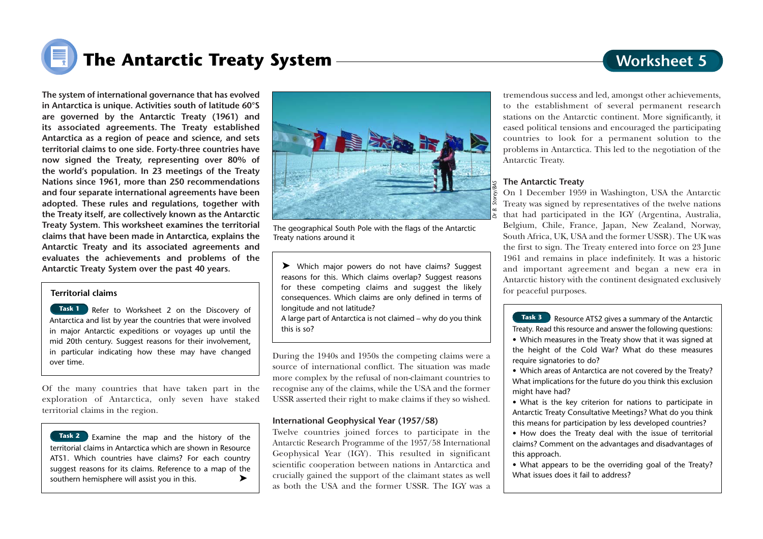# The Antarctic Treaty System

Worksheet 5

**The system of international governance that has evolved in Antarctica is unique. Activities south of latitude 60°S are governed by the Antarctic Treaty (1961) and its associated agreements. The Treaty established Antarctica as a region of peace and science, and sets territorial claims to one side. Forty-three countries have now signed the Treaty, representing over 80% of the world's population. In 23 meetings of the Treaty Nations since 1961, more than 250 recommendations and four separate international agreements have been adopted. These rules and regulations, together with the Treaty itself, are collectively known as the Antarctic Treaty System. This worksheet examines the territorial claims that have been made in Antarctica, explains the Antarctic Treaty and its associated agreements and evaluates the achievements and problems of the Antarctic Treaty System over the past 40 years.**

### Territorial claims

**Task 1** Refer to Worksheet 2 on the Discovery of Antarctica and list by year the countries that were involved in major Antarctic expeditions or voyages up until the mid 20th century. Suggest reasons for their involvement, in particular indicating how these may have changed over time.

Of the many countries that have taken part in the exploration of Antarctica, only seven have staked territorial claims in the region.

**Task 2** Examine the map and the history of the territorial claims in Antarctica which are shown in Resource ATS1. Which countries have claims? For each country suggest reasons for its claims. Reference to a map of the southern hemisphere will assist you in this. ➤

The geographical South Pole with the flags of the Antarctic Treaty nations around it

Dr B. Storey/BAS

➤ Which major powers do not have claims? Suggest reasons for this. Which claims overlap? Suggest reasons for these competing claims and suggest the likely consequences. Which claims are only defined in terms of longitude and not latitude?
A large part of Antarctica is not claimed – why do you think this is so?

During the 1940s and 1950s the competing claims were a source of international conflict. The situation was made more complex by the refusal of non-claimant countries to recognise any of the claims, while the USA and the former USSR asserted their right to make claims if they so wished.

### International Geophysical Year (1957/58)

Twelve countries joined forces to participate in the Antarctic Research Programme of the 1957/58 International Geophysical Year (IGY). This resulted in significant scientific cooperation between nations in Antarctica and crucially gained the support of the claimant states as well as both the USA and the former USSR. The IGY was a tremendous success and led, amongst other achievements, to the establishment of several permanent research stations on the Antarctic continent. More significantly, it eased political tensions and encouraged the participating countries to look for a permanent solution to the problems in Antarctica. This led to the negotiation of the Antarctic Treaty.

### The Antarctic Treaty

On 1 December 1959 in Washington, USA the Antarctic Treaty was signed by representatives of the twelve nations that had participated in the IGY (Argentina, Australia, Belgium, Chile, France, Japan, New Zealand, Norway, South Africa, UK, USA and the former USSR). The UK was the first to sign. The Treaty entered into force on 23 June 1961 and remains in place indefinitely. It was a historic and important agreement and began a new era in Antarctic history with the continent designated exclusively for peaceful purposes.

**Task 3** Resource ATS2 gives a summary of the Antarctic Treaty. Read this resource and answer the following questions:

- Which measures in the Treaty show that it was signed at the height of the Cold War? What do these measures require signatories to do?
- Which areas of Antarctica are not covered by the Treaty? What implications for the future do you think this exclusion might have had?
- What is the key criterion for nations to participate in Antarctic Treaty Consultative Meetings? What do you think this means for participation by less developed countries?
- How does the Treaty deal with the issue of territorial claims? Comment on the advantages and disadvantages of this approach.
- What appears to be the overriding goal of the Treaty? What issues does it fail to address?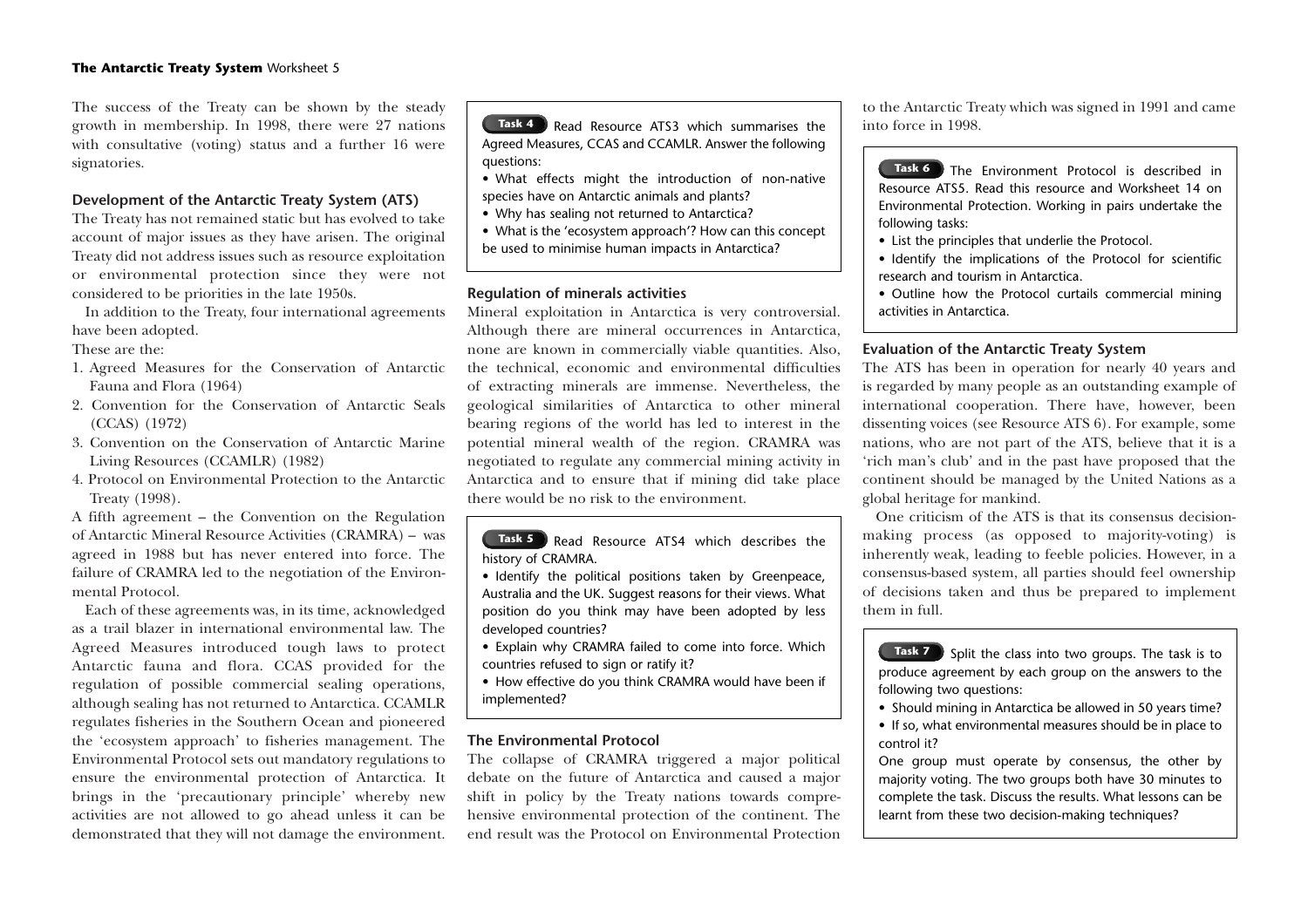The success of the Treaty can be shown by the steady growth in membership. In 1998, there were 27 nations with consultative (voting) status and a further 16 were signatories.

### Development of the Antarctic Treaty System (ATS)

The Treaty has not remained static but has evolved to take account of major issues as they have arisen. The original Treaty did not address issues such as resource exploitation or environmental protection since they were not considered to be priorities in the late 1950s.

In addition to the Treaty, four international agreements have been adopted.

These are the:

1. Agreed Measures for the Conservation of Antarctic Fauna and Flora (1964)
2. Convention for the Conservation of Antarctic Seals (CCAS) (1972)
3. Convention on the Conservation of Antarctic Marine Living Resources (CCAMLR) (1982)
4. Protocol on Environmental Protection to the Antarctic Treaty (1998).

A fifth agreement – the Convention on the Regulation of Antarctic Mineral Resource Activities (CRAMRA) – was agreed in 1988 but has never entered into force. The failure of CRAMRA led to the negotiation of the Environmental Protocol.

Each of these agreements was, in its time, acknowledged as a trail blazer in international environmental law. The Agreed Measures introduced tough laws to protect Antarctic fauna and flora. CCAS provided for the regulation of possible commercial sealing operations, although sealing has not returned to Antarctica. CCAMLR regulates fisheries in the Southern Ocean and pioneered the 'ecosystem approach' to fisheries management. The Environmental Protocol sets out mandatory regulations to ensure the environmental protection of Antarctica. It brings in the 'precautionary principle' whereby new activities are not allowed to go ahead unless it can be demonstrated that they will not damage the environment.

**Task 4** Read Resource ATS3 which summarises the Agreed Measures, CCAS and CCAMLR. Answer the following questions:

- What effects might the introduction of non-native species have on Antarctic animals and plants?
- Why has sealing not returned to Antarctica?
- What is the 'ecosystem approach'? How can this concept be used to minimise human impacts in Antarctica?

### Regulation of minerals activities

Mineral exploitation in Antarctica is very controversial. Although there are mineral occurrences in Antarctica, none are known in commercially viable quantities. Also, the technical, economic and environmental difficulties of extracting minerals are immense. Nevertheless, the geological similarities of Antarctica to other mineral bearing regions of the world has led to interest in the potential mineral wealth of the region. CRAMRA was negotiated to regulate any commercial mining activity in Antarctica and to ensure that if mining did take place there would be no risk to the environment.

**Task 5** Read Resource ATS4 which describes the history of CRAMRA.

- Identify the political positions taken by Greenpeace, Australia and the UK. Suggest reasons for their views. What position do you think may have been adopted by less developed countries?
- Explain why CRAMRA failed to come into force. Which countries refused to sign or ratify it?
- How effective do you think CRAMRA would have been if implemented?

### The Environmental Protocol

The collapse of CRAMRA triggered a major political debate on the future of Antarctica and caused a major shift in policy by the Treaty nations towards comprehensive environmental protection of the continent. The end result was the Protocol on Environmental Protection to the Antarctic Treaty which was signed in 1991 and came into force in 1998.

**Task 6** The Environment Protocol is described in Resource ATS5. Read this resource and Worksheet 14 on Environmental Protection. Working in pairs undertake the following tasks:

- List the principles that underlie the Protocol.
- Identify the implications of the Protocol for scientific research and tourism in Antarctica.
- Outline how the Protocol curtails commercial mining activities in Antarctica.

### Evaluation of the Antarctic Treaty System

The ATS has been in operation for nearly 40 years and is regarded by many people as an outstanding example of international cooperation. There have, however, been dissenting voices (see Resource ATS 6). For example, some nations, who are not part of the ATS, believe that it is a 'rich man's club' and in the past have proposed that the continent should be managed by the United Nations as a global heritage for mankind.

One criticism of the ATS is that its consensus decision-making process (as opposed to majority-voting) is inherently weak, leading to feeble policies. However, in a consensus-based system, all parties should feel ownership of decisions taken and thus be prepared to implement them in full.

**Task 7** Split the class into two groups. The task is to produce agreement by each group on the answers to the following two questions:

- Should mining in Antarctica be allowed in 50 years time?
- If so, what environmental measures should be in place to control it?

One group must operate by consensus, the other by majority voting. The two groups both have 30 minutes to complete the task. Discuss the results. What lessons can be learnt from these two decision-making techniques?